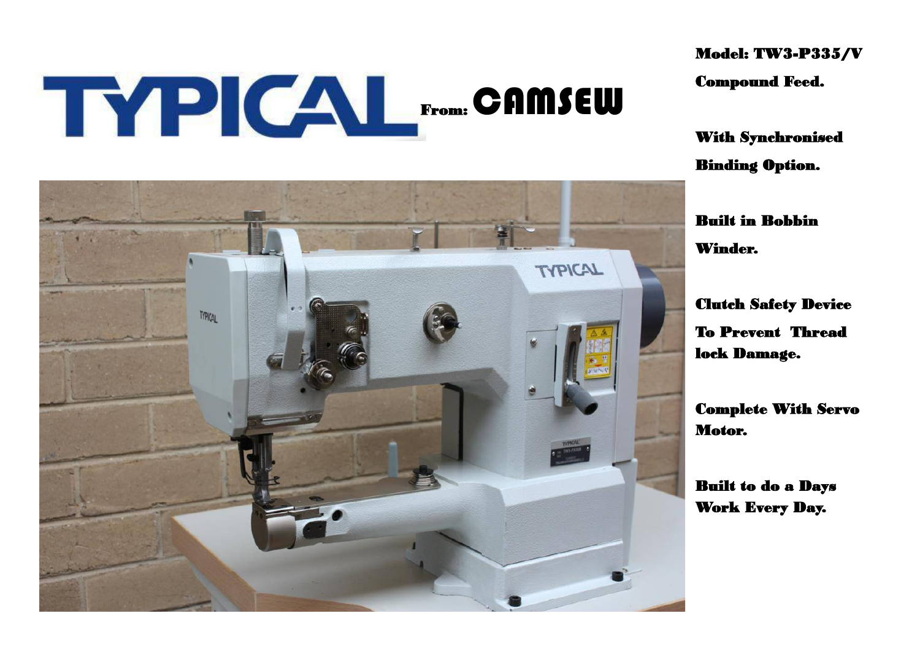# TYPICAL From: CAMSEW

**Model: TW3-P335/V**

**Compound Feed.**

**With Synchronised Binding Option.**

**Built in Bobbin Winder.**

**Clutch Safety Device To Prevent Thread lock Damage.**

**Complete With Servo Motor.**

**Built to do a Days Work Every Day.**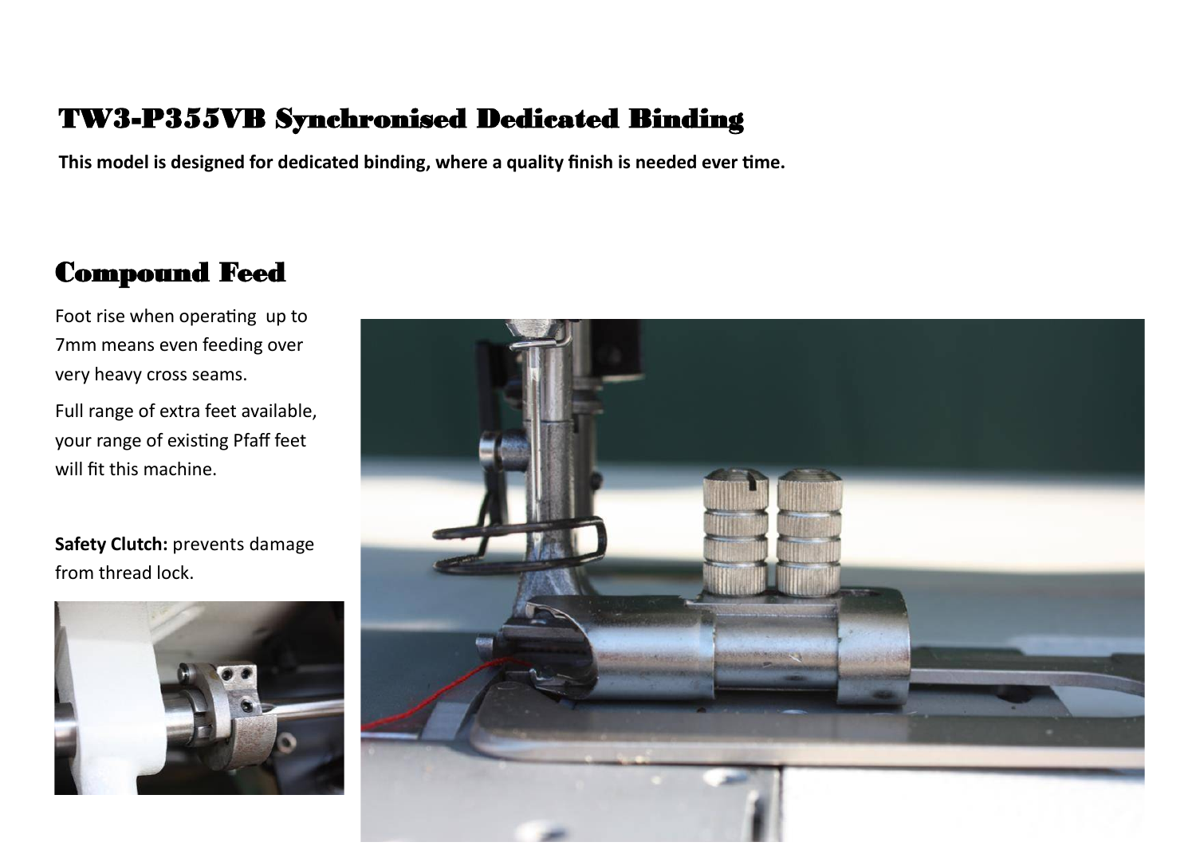# TW3-P355VB Synchronised Dedicated Binding

**This model is designed for dedicated binding, where a quality finish is needed ever time.**

## Compound Feed

Foot rise when operating  up to 7mm means even feeding over very heavy cross seams.

Full range of extra feet available, your range of existing Pfaff feet will fit this machine.

**Safety Clutch:** prevents damage from thread lock.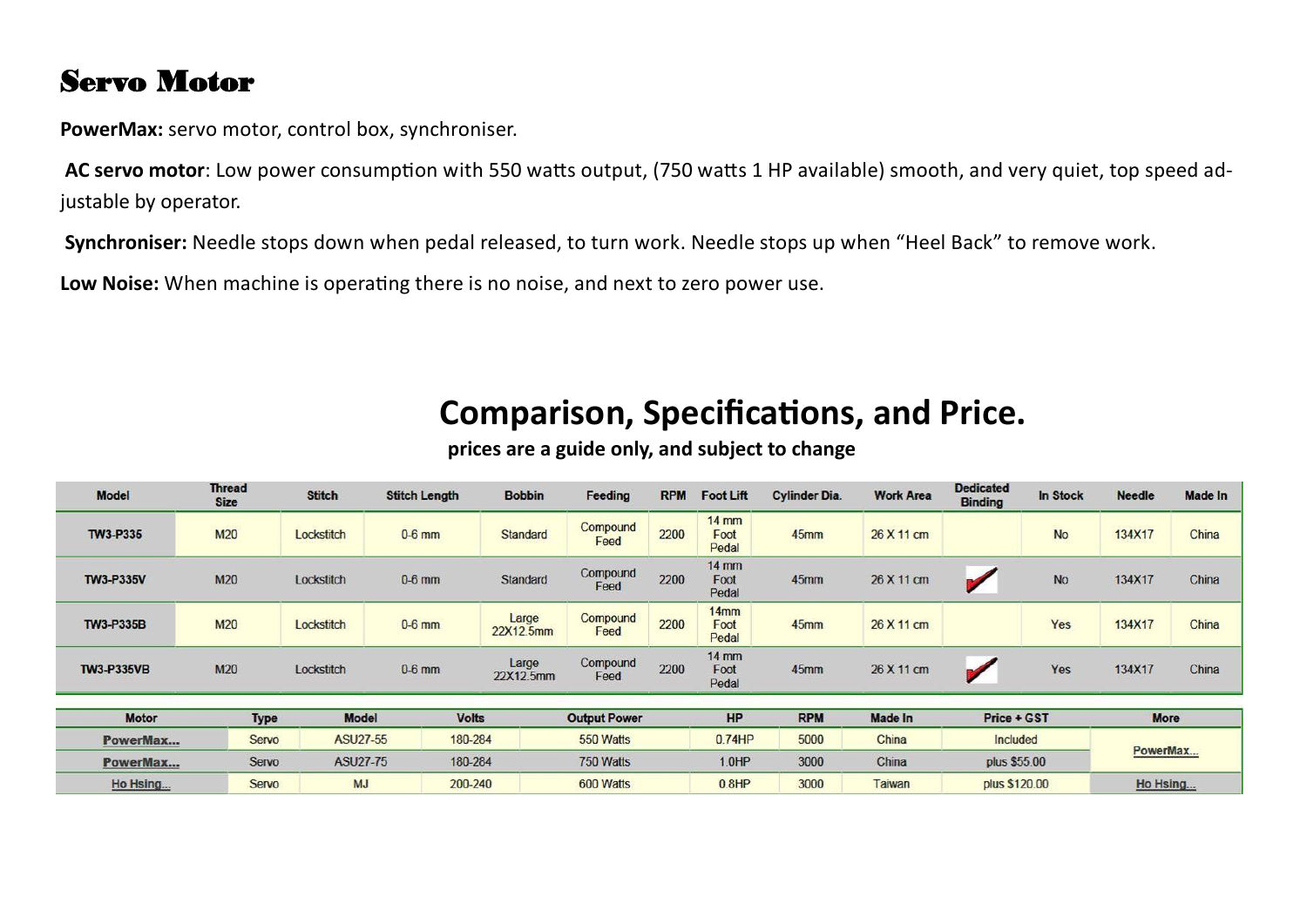# Servo Motor

**PowerMax:** servo motor, control box, synchroniser.

**AC servo motor**: Low power consumption with 550 watts output, (750 watts 1 HP available) smooth, and very quiet, top speed adjustable by operator.

**Synchroniser:** Needle stops down when pedal released, to turn work. Needle stops up when "Heel Back" to remove work.

**Low Noise:** When machine is operating there is no noise, and next to zero power use.

## Comparison, Specifications, and Price.

**prices are a guide only, and subject to change**

| Model | Thread Size | Stitch | Stitch Length | Bobbin | Feeding | RPM | Foot Lift | Cylinder Dia. | Work Area | Dedicated Binding | In Stock | Needle | Made In |
|---|---|---|---|---|---|---|---|---|---|---|---|---|---|
| TW3-P335 | M20 | Lockstitch | 0-6 mm | Standard | Compound Feed | 2200 | 14 mm Foot Pedal | 45mm | 26 X 11 cm | | No | 134X17 | China |
| TW3-P335V | M20 | Lockstitch | 0-6 mm | Standard | Compound Feed | 2200 | 14 mm Foot Pedal | 45mm | 26 X 11 cm | ✓ | No | 134X17 | China |
| TW3-P335B | M20 | Lockstitch | 0-6 mm | Large 22X12.5mm | Compound Feed | 2200 | 14mm Foot Pedal | 45mm | 26 X 11 cm | | Yes | 134X17 | China |
| TW3-P335VB | M20 | Lockstitch | 0-6 mm | Large 22X12.5mm | Compound Feed | 2200 | 14 mm Foot Pedal | 45mm | 26 X 11 cm | ✓ | Yes | 134X17 | China |

| Motor | Type | Model | Volts | Output Power | HP | RPM | Made In | Price + GST | More |
|---|---|---|---|---|---|---|---|---|---|
| PowerMax... | Servo | ASU27-55 | 180-284 | 550 Watts | 0.74HP | 5000 | China | Included | PowerMax... |
| PowerMax... | Servo | ASU27-75 | 180-284 | 750 Watts | 1.0HP | 3000 | China | plus $55.00 | |
| Ho Hsing... | Servo | MJ | 200-240 | 600 Watts | 0.8HP | 3000 | Taiwan | plus $120.00 | Ho Hsing... |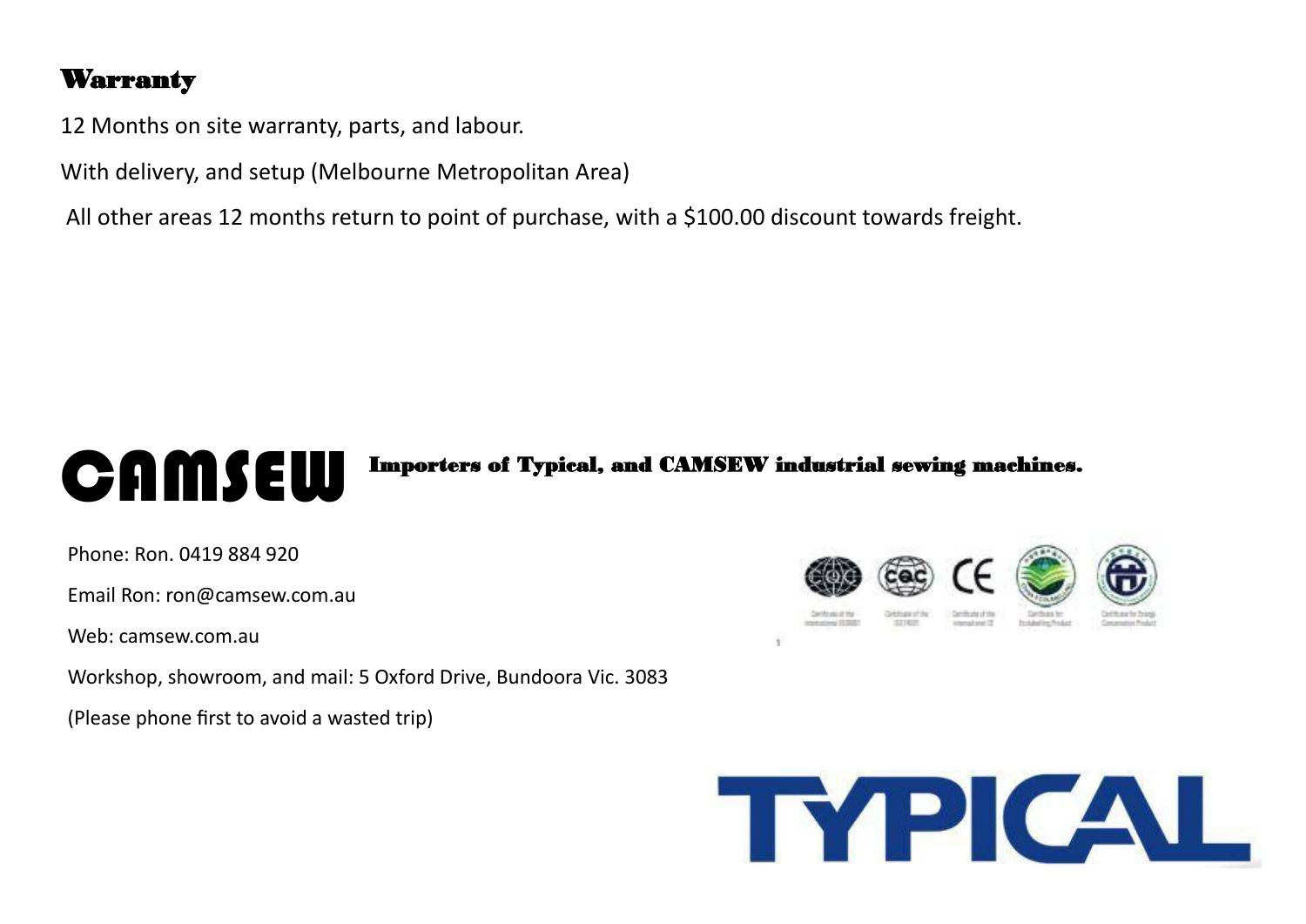## Warranty

12 Months on site warranty, parts, and labour.

With delivery, and setup (Melbourne Metropolitan Area)

All other areas 12 months return to point of purchase, with a $100.00 discount towards freight.

# CAMSEW

**Importers of Typical, and CAMSEW industrial sewing machines.**

Phone: Ron. 0419 884 920

Email Ron: ron@camsew.com.au

Web: camsew.com.au

Workshop, showroom, and mail: 5 Oxford Drive, Bundoora Vic. 3083

(Please phone first to avoid a wasted trip)

TYPICAL